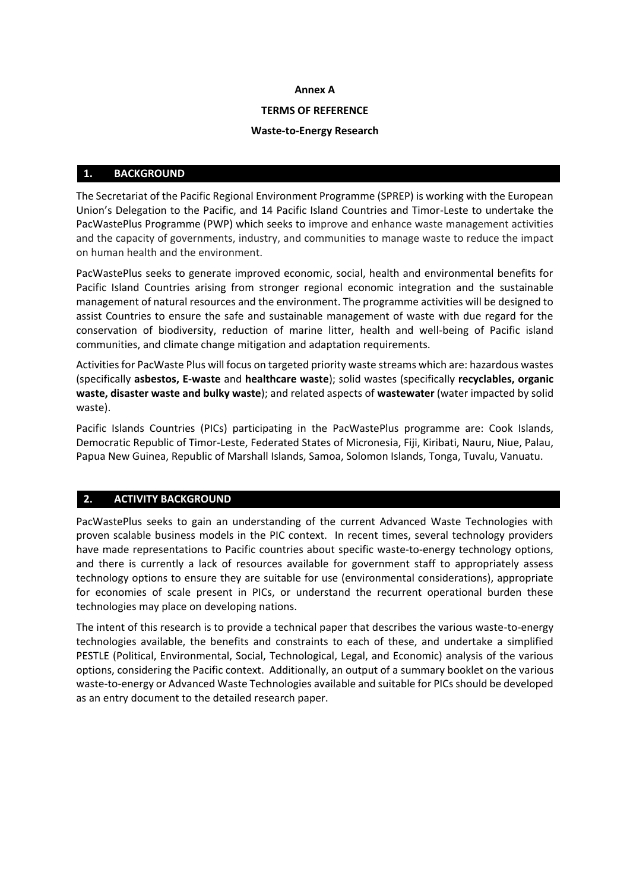**Annex A**

**TERMS OF REFERENCE**

**Waste-to-Energy Research**

## 1. BACKGROUND

The Secretariat of the Pacific Regional Environment Programme (SPREP) is working with the European Union's Delegation to the Pacific, and 14 Pacific Island Countries and Timor-Leste to undertake the PacWastePlus Programme (PWP) which seeks to improve and enhance waste management activities and the capacity of governments, industry, and communities to manage waste to reduce the impact on human health and the environment.

PacWastePlus seeks to generate improved economic, social, health and environmental benefits for Pacific Island Countries arising from stronger regional economic integration and the sustainable management of natural resources and the environment. The programme activities will be designed to assist Countries to ensure the safe and sustainable management of waste with due regard for the conservation of biodiversity, reduction of marine litter, health and well-being of Pacific island communities, and climate change mitigation and adaptation requirements.

Activities for PacWaste Plus will focus on targeted priority waste streams which are: hazardous wastes (specifically **asbestos, E-waste** and **healthcare waste**); solid wastes (specifically **recyclables, organic waste, disaster waste and bulky waste**); and related aspects of **wastewater** (water impacted by solid waste).

Pacific Islands Countries (PICs) participating in the PacWastePlus programme are: Cook Islands, Democratic Republic of Timor-Leste, Federated States of Micronesia, Fiji, Kiribati, Nauru, Niue, Palau, Papua New Guinea, Republic of Marshall Islands, Samoa, Solomon Islands, Tonga, Tuvalu, Vanuatu.

## 2. ACTIVITY BACKGROUND

PacWastePlus seeks to gain an understanding of the current Advanced Waste Technologies with proven scalable business models in the PIC context. In recent times, several technology providers have made representations to Pacific countries about specific waste-to-energy technology options, and there is currently a lack of resources available for government staff to appropriately assess technology options to ensure they are suitable for use (environmental considerations), appropriate for economies of scale present in PICs, or understand the recurrent operational burden these technologies may place on developing nations.

The intent of this research is to provide a technical paper that describes the various waste-to-energy technologies available, the benefits and constraints to each of these, and undertake a simplified PESTLE (Political, Environmental, Social, Technological, Legal, and Economic) analysis of the various options, considering the Pacific context. Additionally, an output of a summary booklet on the various waste-to-energy or Advanced Waste Technologies available and suitable for PICs should be developed as an entry document to the detailed research paper.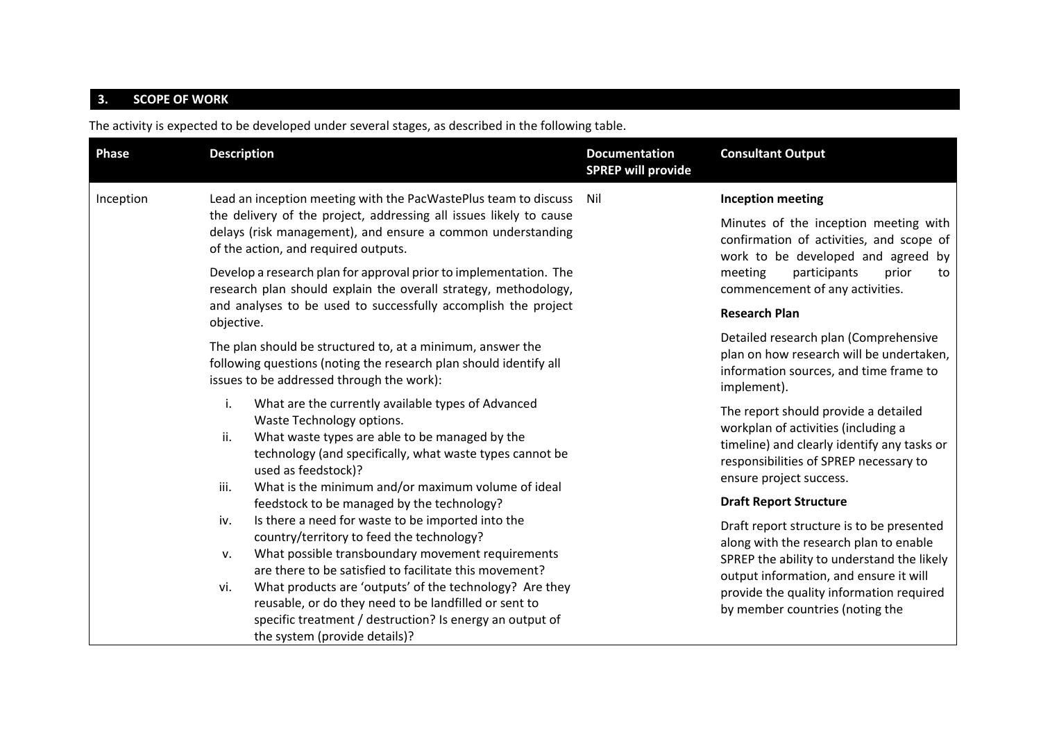## 3. SCOPE OF WORK

The activity is expected to be developed under several stages, as described in the following table.

| Phase | Description | Documentation SPREP will provide | Consultant Output |
|---|---|---|---|
| Inception | Lead an inception meeting with the PacWastePlus team to discuss the delivery of the project, addressing all issues likely to cause delays (risk management), and ensure a common understanding of the action, and required outputs.<br><br>Develop a research plan for approval prior to implementation. The research plan should explain the overall strategy, methodology, and analyses to be used to successfully accomplish the project objective.<br><br>The plan should be structured to, at a minimum, answer the following questions (noting the research plan should identify all issues to be addressed through the work):<br><br>i. What are the currently available types of Advanced Waste Technology options.<br>ii. What waste types are able to be managed by the technology (and specifically, what waste types cannot be used as feedstock)?<br>iii. What is the minimum and/or maximum volume of ideal feedstock to be managed by the technology?<br>iv. Is there a need for waste to be imported into the country/territory to feed the technology?<br>v. What possible transboundary movement requirements are there to be satisfied to facilitate this movement?<br>vi. What products are 'outputs' of the technology? Are they reusable, or do they need to be landfilled or sent to specific treatment / destruction? Is energy an output of the system (provide details)? | Nil | **Inception meeting**<br><br>Minutes of the inception meeting with confirmation of activities, and scope of work to be developed and agreed by meeting participants prior to commencement of any activities.<br><br>**Research Plan**<br><br>Detailed research plan (Comprehensive plan on how research will be undertaken, information sources, and time frame to implement).<br><br>The report should provide a detailed workplan of activities (including a timeline) and clearly identify any tasks or responsibilities of SPREP necessary to ensure project success.<br><br>**Draft Report Structure**<br><br>Draft report structure is to be presented along with the research plan to enable SPREP the ability to understand the likely output information, and ensure it will provide the quality information required by member countries (noting the |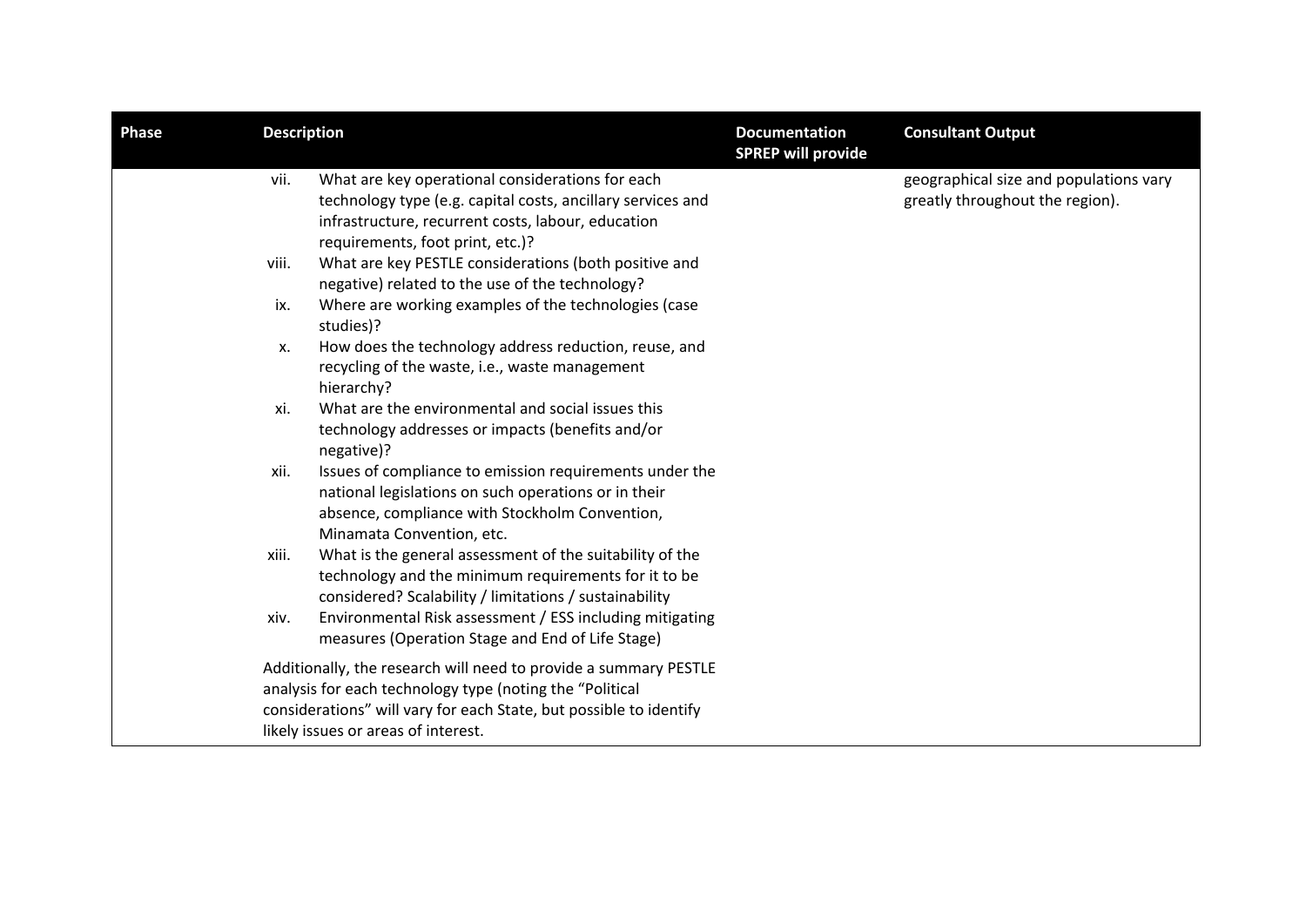| Phase | Description | Documentation SPREP will provide | Consultant Output |
|---|---|---|---|
| | vii. What are key operational considerations for each technology type (e.g. capital costs, ancillary services and infrastructure, recurrent costs, labour, education requirements, foot print, etc.)?<br>viii. What are key PESTLE considerations (both positive and negative) related to the use of the technology?<br>ix. Where are working examples of the technologies (case studies)?<br>x. How does the technology address reduction, reuse, and recycling of the waste, i.e., waste management hierarchy?<br>xi. What are the environmental and social issues this technology addresses or impacts (benefits and/or negative)?<br>xii. Issues of compliance to emission requirements under the national legislations on such operations or in their absence, compliance with Stockholm Convention, Minamata Convention, etc.<br>xiii. What is the general assessment of the suitability of the technology and the minimum requirements for it to be considered? Scalability / limitations / sustainability<br>xiv. Environmental Risk assessment / ESS including mitigating measures (Operation Stage and End of Life Stage)<br><br>Additionally, the research will need to provide a summary PESTLE analysis for each technology type (noting the "Political considerations" will vary for each State, but possible to identify likely issues or areas of interest. | | geographical size and populations vary greatly throughout the region). |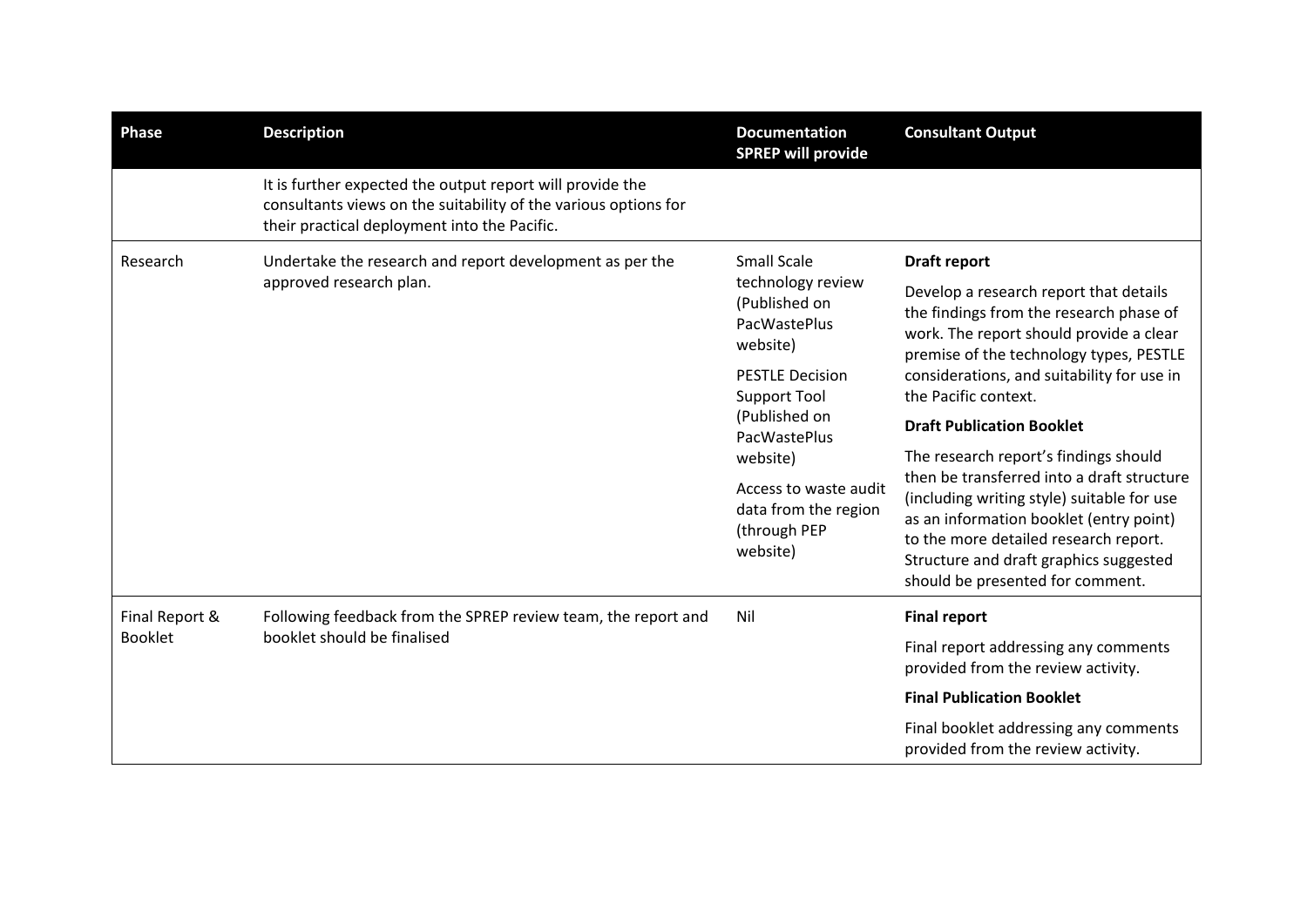| Phase | Description | Documentation SPREP will provide | Consultant Output |
|---|---|---|---|
| | It is further expected the output report will provide the consultants views on the suitability of the various options for their practical deployment into the Pacific. | | |
| Research | Undertake the research and report development as per the approved research plan. | Small Scale technology review (Published on PacWastePlus website)<br><br>PESTLE Decision Support Tool (Published on PacWastePlus website)<br><br>Access to waste audit data from the region (through PEP website) | **Draft report**<br><br>Develop a research report that details the findings from the research phase of work. The report should provide a clear premise of the technology types, PESTLE considerations, and suitability for use in the Pacific context.<br><br>**Draft Publication Booklet**<br><br>The research report's findings should then be transferred into a draft structure (including writing style) suitable for use as an information booklet (entry point) to the more detailed research report. Structure and draft graphics suggested should be presented for comment. |
| Final Report & Booklet | Following feedback from the SPREP review team, the report and booklet should be finalised | Nil | **Final report**<br><br>Final report addressing any comments provided from the review activity.<br><br>**Final Publication Booklet**<br><br>Final booklet addressing any comments provided from the review activity. |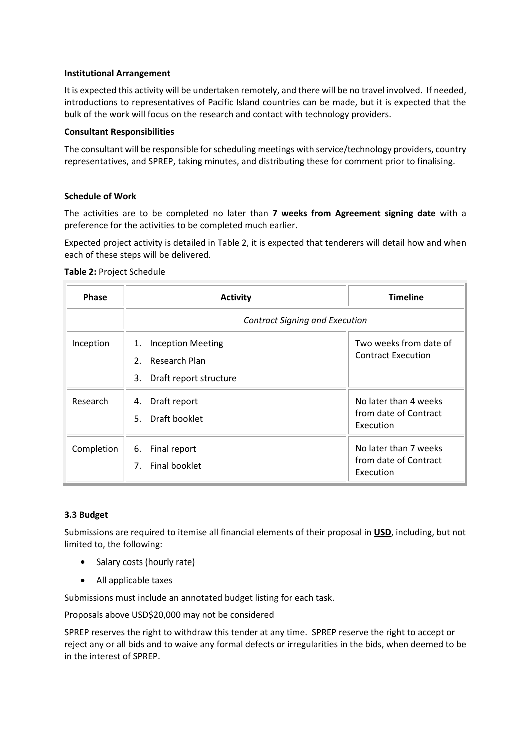**Institutional Arrangement**

It is expected this activity will be undertaken remotely, and there will be no travel involved. If needed, introductions to representatives of Pacific Island countries can be made, but it is expected that the bulk of the work will focus on the research and contact with technology providers.

**Consultant Responsibilities**

The consultant will be responsible for scheduling meetings with service/technology providers, country representatives, and SPREP, taking minutes, and distributing these for comment prior to finalising.

**Schedule of Work**

The activities are to be completed no later than **7 weeks from Agreement signing date** with a preference for the activities to be completed much earlier.

Expected project activity is detailed in Table 2, it is expected that tenderers will detail how and when each of these steps will be delivered.

**Table 2:** Project Schedule

| Phase | Activity | Timeline |
|---|---|---|
| | *Contract Signing and Execution* | |
| Inception | 1. Inception Meeting<br>2. Research Plan<br>3. Draft report structure | Two weeks from date of Contract Execution |
| Research | 4. Draft report<br>5. Draft booklet | No later than 4 weeks from date of Contract Execution |
| Completion | 6. Final report<br>7. Final booklet | No later than 7 weeks from date of Contract Execution |

**3.3 Budget**

Submissions are required to itemise all financial elements of their proposal in **USD**, including, but not limited to, the following:

- Salary costs (hourly rate)
- All applicable taxes

Submissions must include an annotated budget listing for each task.

Proposals above USD$20,000 may not be considered

SPREP reserves the right to withdraw this tender at any time. SPREP reserve the right to accept or reject any or all bids and to waive any formal defects or irregularities in the bids, when deemed to be in the interest of SPREP.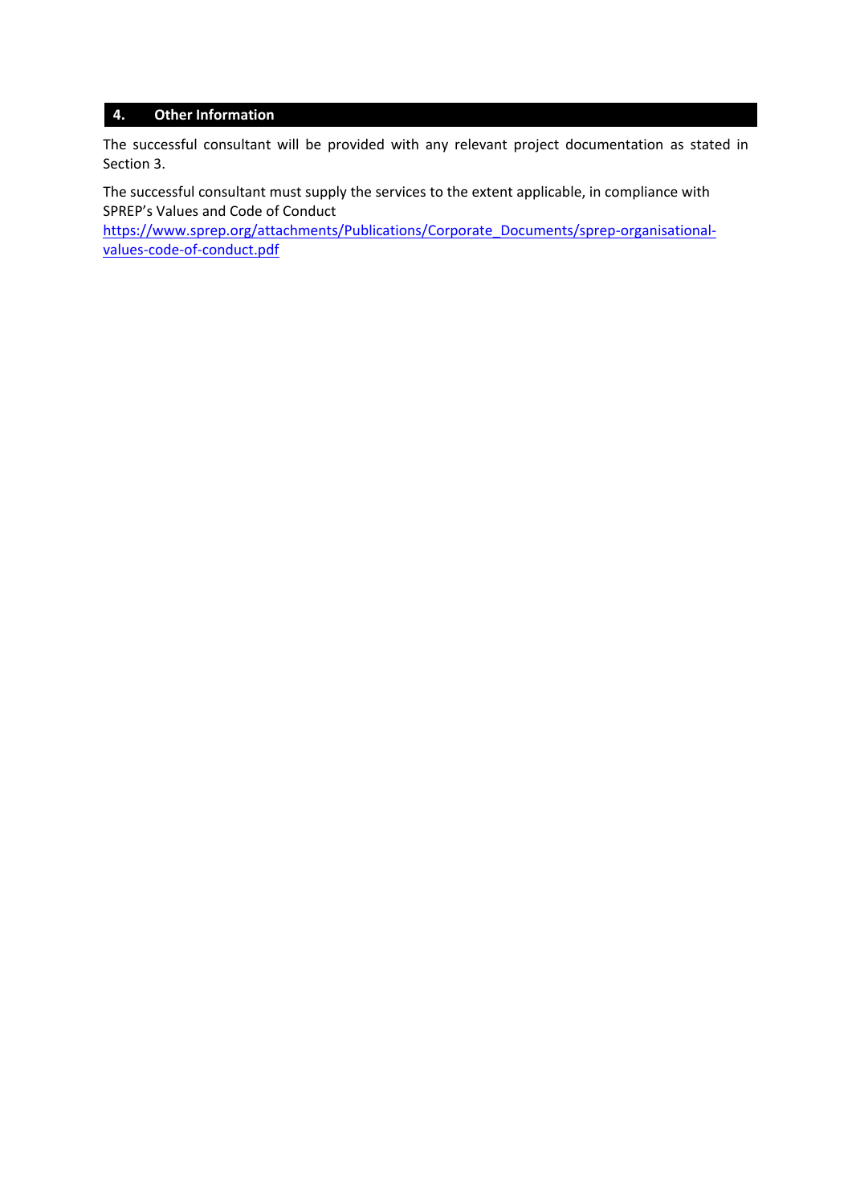## 4. Other Information

The successful consultant will be provided with any relevant project documentation as stated in Section 3.

The successful consultant must supply the services to the extent applicable, in compliance with SPREP's Values and Code of Conduct https://www.sprep.org/attachments/Publications/Corporate_Documents/sprep-organisational-values-code-of-conduct.pdf